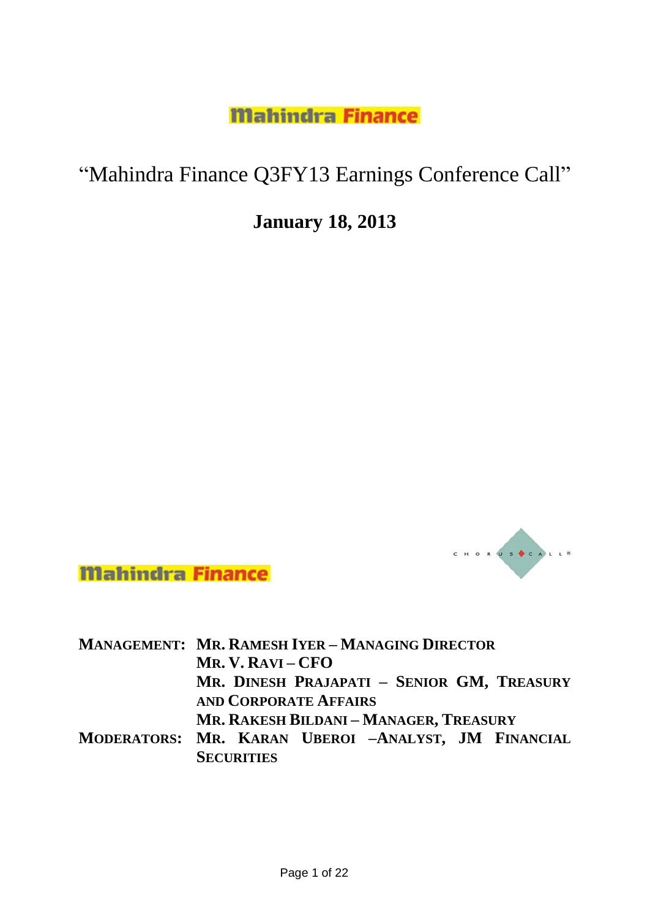**Mahindra Finance**

# "Mahindra Finance Q3FY13 Earnings Conference Call"

## January 18, 2013

**Mahindra Finance**

**MANAGEMENT:** **MR. RAMESH IYER – MANAGING DIRECTOR**
**MR. V. RAVI – CFO**
**MR. DINESH PRAJAPATI – SENIOR GM, TREASURY AND CORPORATE AFFAIRS**
**MR. RAKESH BILDANI – MANAGER, TREASURY**

**MODERATORS:** **MR. KARAN UBEROI –ANALYST, JM FINANCIAL SECURITIES**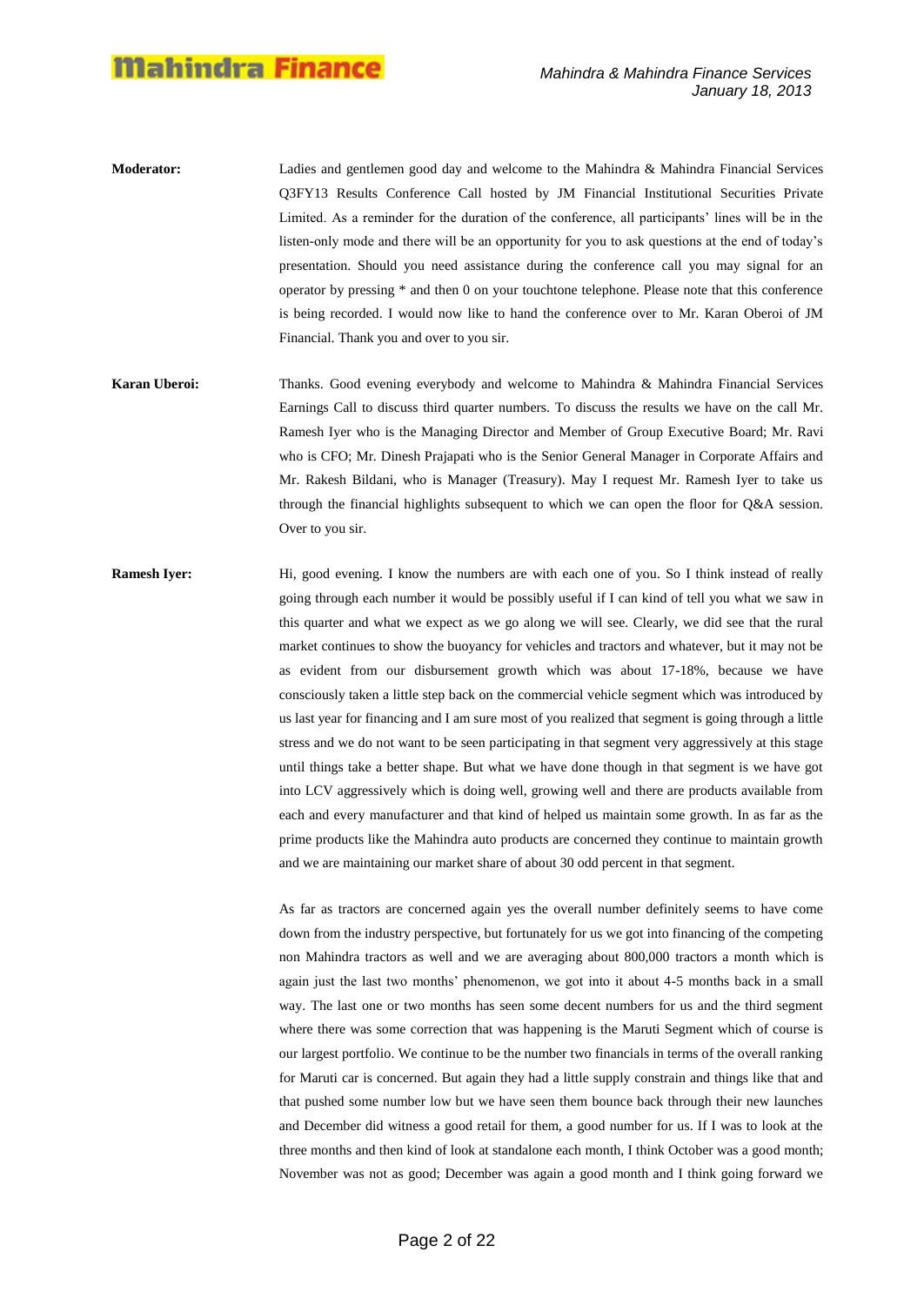**Moderator:** Ladies and gentlemen good day and welcome to the Mahindra & Mahindra Financial Services Q3FY13 Results Conference Call hosted by JM Financial Institutional Securities Private Limited. As a reminder for the duration of the conference, all participants' lines will be in the listen-only mode and there will be an opportunity for you to ask questions at the end of today's presentation. Should you need assistance during the conference call you may signal for an operator by pressing * and then 0 on your touchtone telephone. Please note that this conference is being recorded. I would now like to hand the conference over to Mr. Karan Oberoi of JM Financial. Thank you and over to you sir.

**Karan Uberoi:** Thanks. Good evening everybody and welcome to Mahindra & Mahindra Financial Services Earnings Call to discuss third quarter numbers. To discuss the results we have on the call Mr. Ramesh Iyer who is the Managing Director and Member of Group Executive Board; Mr. Ravi who is CFO; Mr. Dinesh Prajapati who is the Senior General Manager in Corporate Affairs and Mr. Rakesh Bildani, who is Manager (Treasury). May I request Mr. Ramesh Iyer to take us through the financial highlights subsequent to which we can open the floor for Q&A session. Over to you sir.

**Ramesh Iyer:** Hi, good evening. I know the numbers are with each one of you. So I think instead of really going through each number it would be possibly useful if I can kind of tell you what we saw in this quarter and what we expect as we go along we will see. Clearly, we did see that the rural market continues to show the buoyancy for vehicles and tractors and whatever, but it may not be as evident from our disbursement growth which was about 17-18%, because we have consciously taken a little step back on the commercial vehicle segment which was introduced by us last year for financing and I am sure most of you realized that segment is going through a little stress and we do not want to be seen participating in that segment very aggressively at this stage until things take a better shape. But what we have done though in that segment is we have got into LCV aggressively which is doing well, growing well and there are products available from each and every manufacturer and that kind of helped us maintain some growth. In as far as the prime products like the Mahindra auto products are concerned they continue to maintain growth and we are maintaining our market share of about 30 odd percent in that segment.

As far as tractors are concerned again yes the overall number definitely seems to have come down from the industry perspective, but fortunately for us we got into financing of the competing non Mahindra tractors as well and we are averaging about 800,000 tractors a month which is again just the last two months' phenomenon, we got into it about 4-5 months back in a small way. The last one or two months has seen some decent numbers for us and the third segment where there was some correction that was happening is the Maruti Segment which of course is our largest portfolio. We continue to be the number two financials in terms of the overall ranking for Maruti car is concerned. But again they had a little supply constrain and things like that and that pushed some number low but we have seen them bounce back through their new launches and December did witness a good retail for them, a good number for us. If I was to look at the three months and then kind of look at standalone each month, I think October was a good month; November was not as good; December was again a good month and I think going forward we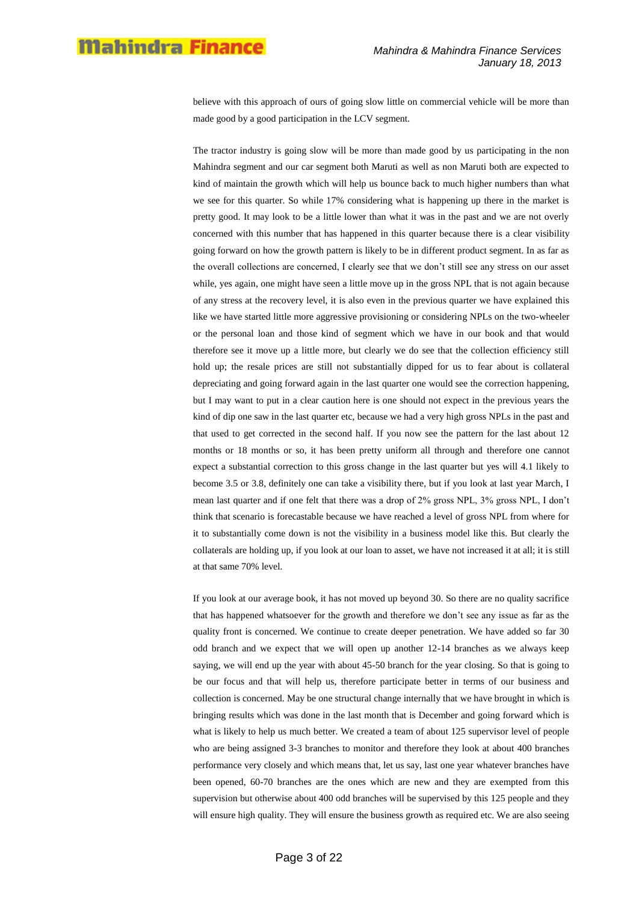believe with this approach of ours of going slow little on commercial vehicle will be more than made good by a good participation in the LCV segment.

The tractor industry is going slow will be more than made good by us participating in the non Mahindra segment and our car segment both Maruti as well as non Maruti both are expected to kind of maintain the growth which will help us bounce back to much higher numbers than what we see for this quarter. So while 17% considering what is happening up there in the market is pretty good. It may look to be a little lower than what it was in the past and we are not overly concerned with this number that has happened in this quarter because there is a clear visibility going forward on how the growth pattern is likely to be in different product segment. In as far as the overall collections are concerned, I clearly see that we don't still see any stress on our asset while, yes again, one might have seen a little move up in the gross NPL that is not again because of any stress at the recovery level, it is also even in the previous quarter we have explained this like we have started little more aggressive provisioning or considering NPLs on the two-wheeler or the personal loan and those kind of segment which we have in our book and that would therefore see it move up a little more, but clearly we do see that the collection efficiency still hold up; the resale prices are still not substantially dipped for us to fear about is collateral depreciating and going forward again in the last quarter one would see the correction happening, but I may want to put in a clear caution here is one should not expect in the previous years the kind of dip one saw in the last quarter etc, because we had a very high gross NPLs in the past and that used to get corrected in the second half. If you now see the pattern for the last about 12 months or 18 months or so, it has been pretty uniform all through and therefore one cannot expect a substantial correction to this gross change in the last quarter but yes will 4.1 likely to become 3.5 or 3.8, definitely one can take a visibility there, but if you look at last year March, I mean last quarter and if one felt that there was a drop of 2% gross NPL, 3% gross NPL, I don't think that scenario is forecastable because we have reached a level of gross NPL from where for it to substantially come down is not the visibility in a business model like this. But clearly the collaterals are holding up, if you look at our loan to asset, we have not increased it at all; it is still at that same 70% level.

If you look at our average book, it has not moved up beyond 30. So there are no quality sacrifice that has happened whatsoever for the growth and therefore we don't see any issue as far as the quality front is concerned. We continue to create deeper penetration. We have added so far 30 odd branch and we expect that we will open up another 12-14 branches as we always keep saying, we will end up the year with about 45-50 branch for the year closing. So that is going to be our focus and that will help us, therefore participate better in terms of our business and collection is concerned. May be one structural change internally that we have brought in which is bringing results which was done in the last month that is December and going forward which is what is likely to help us much better. We created a team of about 125 supervisor level of people who are being assigned 3-3 branches to monitor and therefore they look at about 400 branches performance very closely and which means that, let us say, last one year whatever branches have been opened, 60-70 branches are the ones which are new and they are exempted from this supervision but otherwise about 400 odd branches will be supervised by this 125 people and they will ensure high quality. They will ensure the business growth as required etc. We are also seeing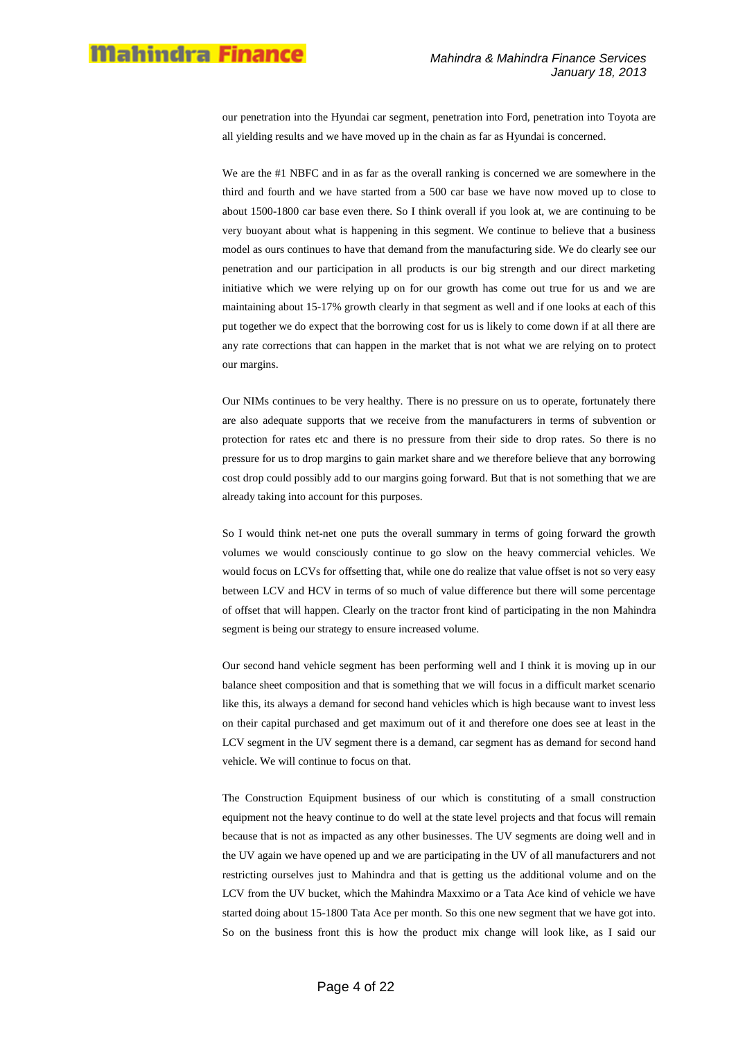our penetration into the Hyundai car segment, penetration into Ford, penetration into Toyota are all yielding results and we have moved up in the chain as far as Hyundai is concerned.

We are the #1 NBFC and in as far as the overall ranking is concerned we are somewhere in the third and fourth and we have started from a 500 car base we have now moved up to close to about 1500-1800 car base even there. So I think overall if you look at, we are continuing to be very buoyant about what is happening in this segment. We continue to believe that a business model as ours continues to have that demand from the manufacturing side. We do clearly see our penetration and our participation in all products is our big strength and our direct marketing initiative which we were relying up on for our growth has come out true for us and we are maintaining about 15-17% growth clearly in that segment as well and if one looks at each of this put together we do expect that the borrowing cost for us is likely to come down if at all there are any rate corrections that can happen in the market that is not what we are relying on to protect our margins.

Our NIMs continues to be very healthy. There is no pressure on us to operate, fortunately there are also adequate supports that we receive from the manufacturers in terms of subvention or protection for rates etc and there is no pressure from their side to drop rates. So there is no pressure for us to drop margins to gain market share and we therefore believe that any borrowing cost drop could possibly add to our margins going forward. But that is not something that we are already taking into account for this purposes.

So I would think net-net one puts the overall summary in terms of going forward the growth volumes we would consciously continue to go slow on the heavy commercial vehicles. We would focus on LCVs for offsetting that, while one do realize that value offset is not so very easy between LCV and HCV in terms of so much of value difference but there will some percentage of offset that will happen. Clearly on the tractor front kind of participating in the non Mahindra segment is being our strategy to ensure increased volume.

Our second hand vehicle segment has been performing well and I think it is moving up in our balance sheet composition and that is something that we will focus in a difficult market scenario like this, its always a demand for second hand vehicles which is high because want to invest less on their capital purchased and get maximum out of it and therefore one does see at least in the LCV segment in the UV segment there is a demand, car segment has as demand for second hand vehicle. We will continue to focus on that.

The Construction Equipment business of our which is constituting of a small construction equipment not the heavy continue to do well at the state level projects and that focus will remain because that is not as impacted as any other businesses. The UV segments are doing well and in the UV again we have opened up and we are participating in the UV of all manufacturers and not restricting ourselves just to Mahindra and that is getting us the additional volume and on the LCV from the UV bucket, which the Mahindra Maxximo or a Tata Ace kind of vehicle we have started doing about 15-1800 Tata Ace per month. So this one new segment that we have got into. So on the business front this is how the product mix change will look like, as I said our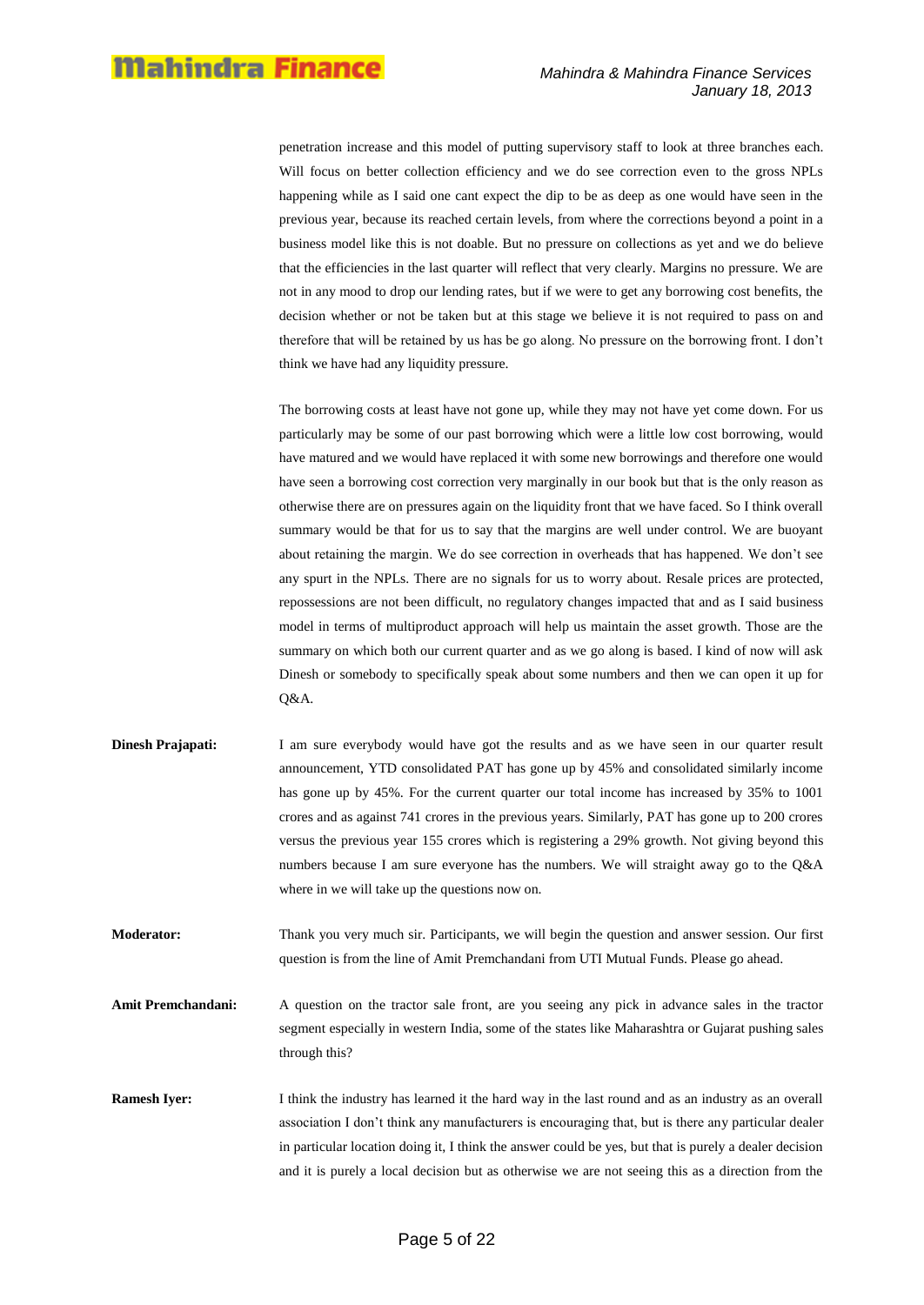penetration increase and this model of putting supervisory staff to look at three branches each. Will focus on better collection efficiency and we do see correction even to the gross NPLs happening while as I said one cant expect the dip to be as deep as one would have seen in the previous year, because its reached certain levels, from where the corrections beyond a point in a business model like this is not doable. But no pressure on collections as yet and we do believe that the efficiencies in the last quarter will reflect that very clearly. Margins no pressure. We are not in any mood to drop our lending rates, but if we were to get any borrowing cost benefits, the decision whether or not be taken but at this stage we believe it is not required to pass on and therefore that will be retained by us has be go along. No pressure on the borrowing front. I don't think we have had any liquidity pressure.

The borrowing costs at least have not gone up, while they may not have yet come down. For us particularly may be some of our past borrowing which were a little low cost borrowing, would have matured and we would have replaced it with some new borrowings and therefore one would have seen a borrowing cost correction very marginally in our book but that is the only reason as otherwise there are on pressures again on the liquidity front that we have faced. So I think overall summary would be that for us to say that the margins are well under control. We are buoyant about retaining the margin. We do see correction in overheads that has happened. We don't see any spurt in the NPLs. There are no signals for us to worry about. Resale prices are protected, repossessions are not been difficult, no regulatory changes impacted that and as I said business model in terms of multiproduct approach will help us maintain the asset growth. Those are the summary on which both our current quarter and as we go along is based. I kind of now will ask Dinesh or somebody to specifically speak about some numbers and then we can open it up for Q&A.

**Dinesh Prajapati:** I am sure everybody would have got the results and as we have seen in our quarter result announcement, YTD consolidated PAT has gone up by 45% and consolidated similarly income has gone up by 45%. For the current quarter our total income has increased by 35% to 1001 crores and as against 741 crores in the previous years. Similarly, PAT has gone up to 200 crores versus the previous year 155 crores which is registering a 29% growth. Not giving beyond this numbers because I am sure everyone has the numbers. We will straight away go to the Q&A where in we will take up the questions now on.

**Moderator:** Thank you very much sir. Participants, we will begin the question and answer session. Our first question is from the line of Amit Premchandani from UTI Mutual Funds. Please go ahead.

**Amit Premchandani:** A question on the tractor sale front, are you seeing any pick in advance sales in the tractor segment especially in western India, some of the states like Maharashtra or Gujarat pushing sales through this?

**Ramesh Iyer:** I think the industry has learned it the hard way in the last round and as an industry as an overall association I don't think any manufacturers is encouraging that, but is there any particular dealer in particular location doing it, I think the answer could be yes, but that is purely a dealer decision and it is purely a local decision but as otherwise we are not seeing this as a direction from the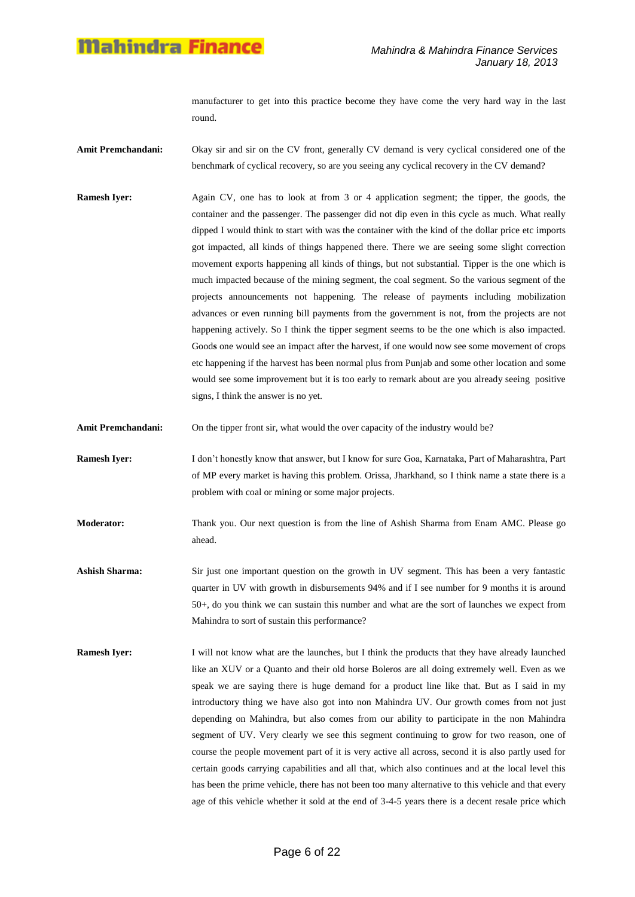manufacturer to get into this practice become they have come the very hard way in the last round.

**Amit Premchandani:** Okay sir and sir on the CV front, generally CV demand is very cyclical considered one of the benchmark of cyclical recovery, so are you seeing any cyclical recovery in the CV demand?

**Ramesh Iyer:** Again CV, one has to look at from 3 or 4 application segment; the tipper, the goods, the container and the passenger. The passenger did not dip even in this cycle as much. What really dipped I would think to start with was the container with the kind of the dollar price etc imports got impacted, all kinds of things happened there. There we are seeing some slight correction movement exports happening all kinds of things, but not substantial. Tipper is the one which is much impacted because of the mining segment, the coal segment. So the various segment of the projects announcements not happening. The release of payments including mobilization advances or even running bill payments from the government is not, from the projects are not happening actively. So I think the tipper segment seems to be the one which is also impacted. Goods one would see an impact after the harvest, if one would now see some movement of crops etc happening if the harvest has been normal plus from Punjab and some other location and some would see some improvement but it is too early to remark about are you already seeing positive signs, I think the answer is no yet.

**Amit Premchandani:** On the tipper front sir, what would the over capacity of the industry would be?

**Ramesh Iyer:** I don't honestly know that answer, but I know for sure Goa, Karnataka, Part of Maharashtra, Part of MP every market is having this problem. Orissa, Jharkhand, so I think name a state there is a problem with coal or mining or some major projects.

**Moderator:** Thank you. Our next question is from the line of Ashish Sharma from Enam AMC. Please go ahead.

**Ashish Sharma:** Sir just one important question on the growth in UV segment. This has been a very fantastic quarter in UV with growth in disbursements 94% and if I see number for 9 months it is around 50+, do you think we can sustain this number and what are the sort of launches we expect from Mahindra to sort of sustain this performance?

**Ramesh Iyer:** I will not know what are the launches, but I think the products that they have already launched like an XUV or a Quanto and their old horse Boleros are all doing extremely well. Even as we speak we are saying there is huge demand for a product line like that. But as I said in my introductory thing we have also got into non Mahindra UV. Our growth comes from not just depending on Mahindra, but also comes from our ability to participate in the non Mahindra segment of UV. Very clearly we see this segment continuing to grow for two reason, one of course the people movement part of it is very active all across, second it is also partly used for certain goods carrying capabilities and all that, which also continues and at the local level this has been the prime vehicle, there has not been too many alternative to this vehicle and that every age of this vehicle whether it sold at the end of 3-4-5 years there is a decent resale price which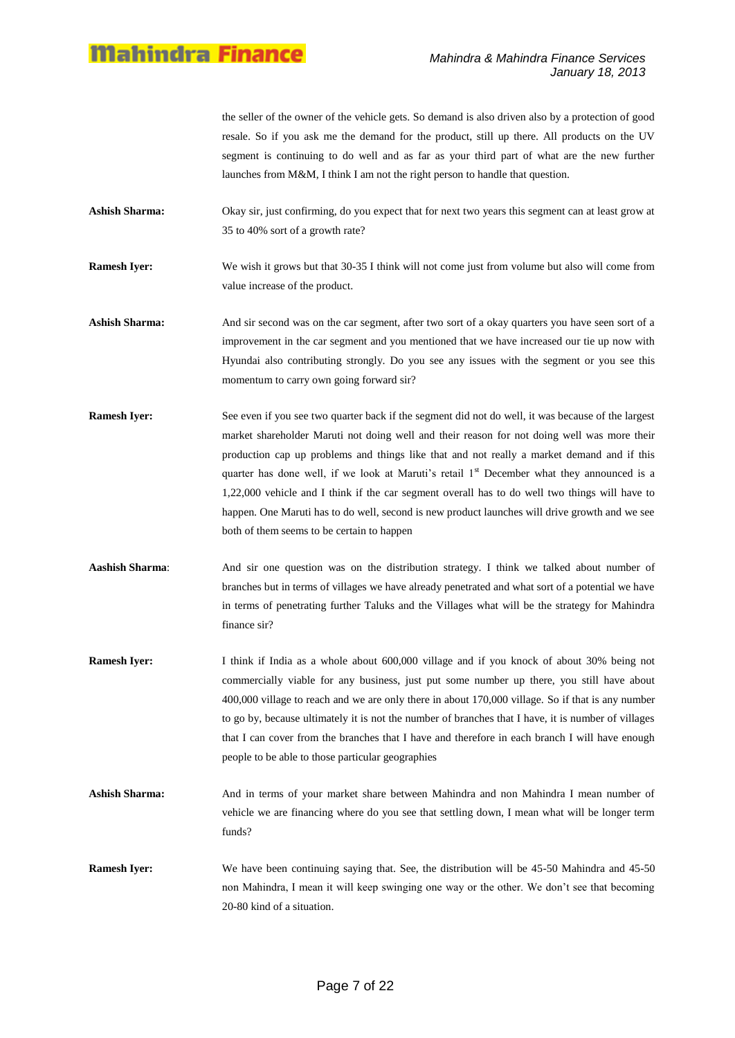the seller of the owner of the vehicle gets. So demand is also driven also by a protection of good resale. So if you ask me the demand for the product, still up there. All products on the UV segment is continuing to do well and as far as your third part of what are the new further launches from M&M, I think I am not the right person to handle that question.

**Ashish Sharma:** Okay sir, just confirming, do you expect that for next two years this segment can at least grow at 35 to 40% sort of a growth rate?

**Ramesh Iyer:** We wish it grows but that 30-35 I think will not come just from volume but also will come from value increase of the product.

**Ashish Sharma:** And sir second was on the car segment, after two sort of a okay quarters you have seen sort of a improvement in the car segment and you mentioned that we have increased our tie up now with Hyundai also contributing strongly. Do you see any issues with the segment or you see this momentum to carry own going forward sir?

**Ramesh Iyer:** See even if you see two quarter back if the segment did not do well, it was because of the largest market shareholder Maruti not doing well and their reason for not doing well was more their production cap up problems and things like that and not really a market demand and if this quarter has done well, if we look at Maruti's retail 1st December what they announced is a 1,22,000 vehicle and I think if the car segment overall has to do well two things will have to happen. One Maruti has to do well, second is new product launches will drive growth and we see both of them seems to be certain to happen

**Aashish Sharma**: And sir one question was on the distribution strategy. I think we talked about number of branches but in terms of villages we have already penetrated and what sort of a potential we have in terms of penetrating further Taluks and the Villages what will be the strategy for Mahindra finance sir?

**Ramesh Iyer:** I think if India as a whole about 600,000 village and if you knock of about 30% being not commercially viable for any business, just put some number up there, you still have about 400,000 village to reach and we are only there in about 170,000 village. So if that is any number to go by, because ultimately it is not the number of branches that I have, it is number of villages that I can cover from the branches that I have and therefore in each branch I will have enough people to be able to those particular geographies

**Ashish Sharma:** And in terms of your market share between Mahindra and non Mahindra I mean number of vehicle we are financing where do you see that settling down, I mean what will be longer term funds?

**Ramesh Iyer:** We have been continuing saying that. See, the distribution will be 45-50 Mahindra and 45-50 non Mahindra, I mean it will keep swinging one way or the other. We don't see that becoming 20-80 kind of a situation.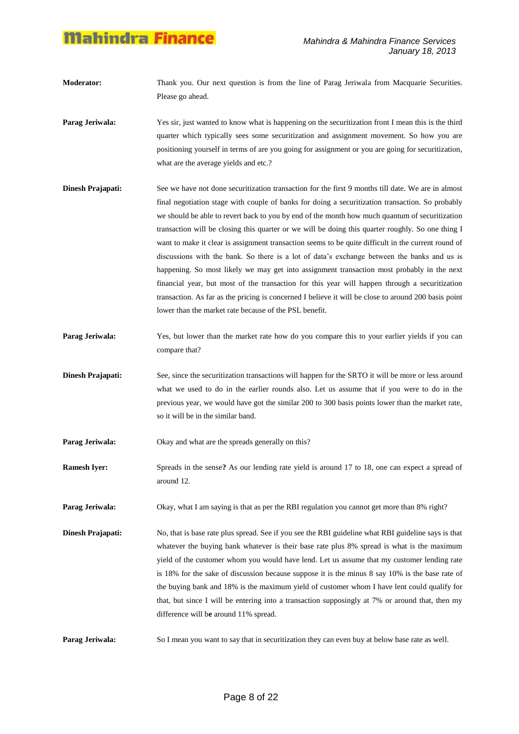**Moderator:** Thank you. Our next question is from the line of Parag Jeriwala from Macquarie Securities. Please go ahead.

**Parag Jeriwala:** Yes sir, just wanted to know what is happening on the securitization front I mean this is the third quarter which typically sees some securitization and assignment movement. So how you are positioning yourself in terms of are you going for assignment or you are going for securitization, what are the average yields and etc.?

**Dinesh Prajapati:** See we have not done securitization transaction for the first 9 months till date. We are in almost final negotiation stage with couple of banks for doing a securitization transaction. So probably we should be able to revert back to you by end of the month how much quantum of securitization transaction will be closing this quarter or we will be doing this quarter roughly. So one thing I want to make it clear is assignment transaction seems to be quite difficult in the current round of discussions with the bank. So there is a lot of data's exchange between the banks and us is happening. So most likely we may get into assignment transaction most probably in the next financial year, but most of the transaction for this year will happen through a securitization transaction. As far as the pricing is concerned I believe it will be close to around 200 basis point lower than the market rate because of the PSL benefit.

**Parag Jeriwala:** Yes, but lower than the market rate how do you compare this to your earlier yields if you can compare that?

**Dinesh Prajapati:** See, since the securitization transactions will happen for the SRTO it will be more or less around what we used to do in the earlier rounds also. Let us assume that if you were to do in the previous year, we would have got the similar 200 to 300 basis points lower than the market rate, so it will be in the similar band.

**Parag Jeriwala:** Okay and what are the spreads generally on this?

**Ramesh Iyer:** Spreads in the sense**?** As our lending rate yield is around 17 to 18, one can expect a spread of around 12.

**Parag Jeriwala:** Okay, what I am saying is that as per the RBI regulation you cannot get more than 8% right?

**Dinesh Prajapati:** No, that is base rate plus spread. See if you see the RBI guideline what RBI guideline says is that whatever the buying bank whatever is their base rate plus 8% spread is what is the maximum yield of the customer whom you would have lend. Let us assume that my customer lending rate is 18% for the sake of discussion because suppose it is the minus 8 say 10% is the base rate of the buying bank and 18% is the maximum yield of customer whom I have lent could qualify for that, but since I will be entering into a transaction supposingly at 7% or around that, then my difference will be around 11% spread.

**Parag Jeriwala:** So I mean you want to say that in securitization they can even buy at below base rate as well.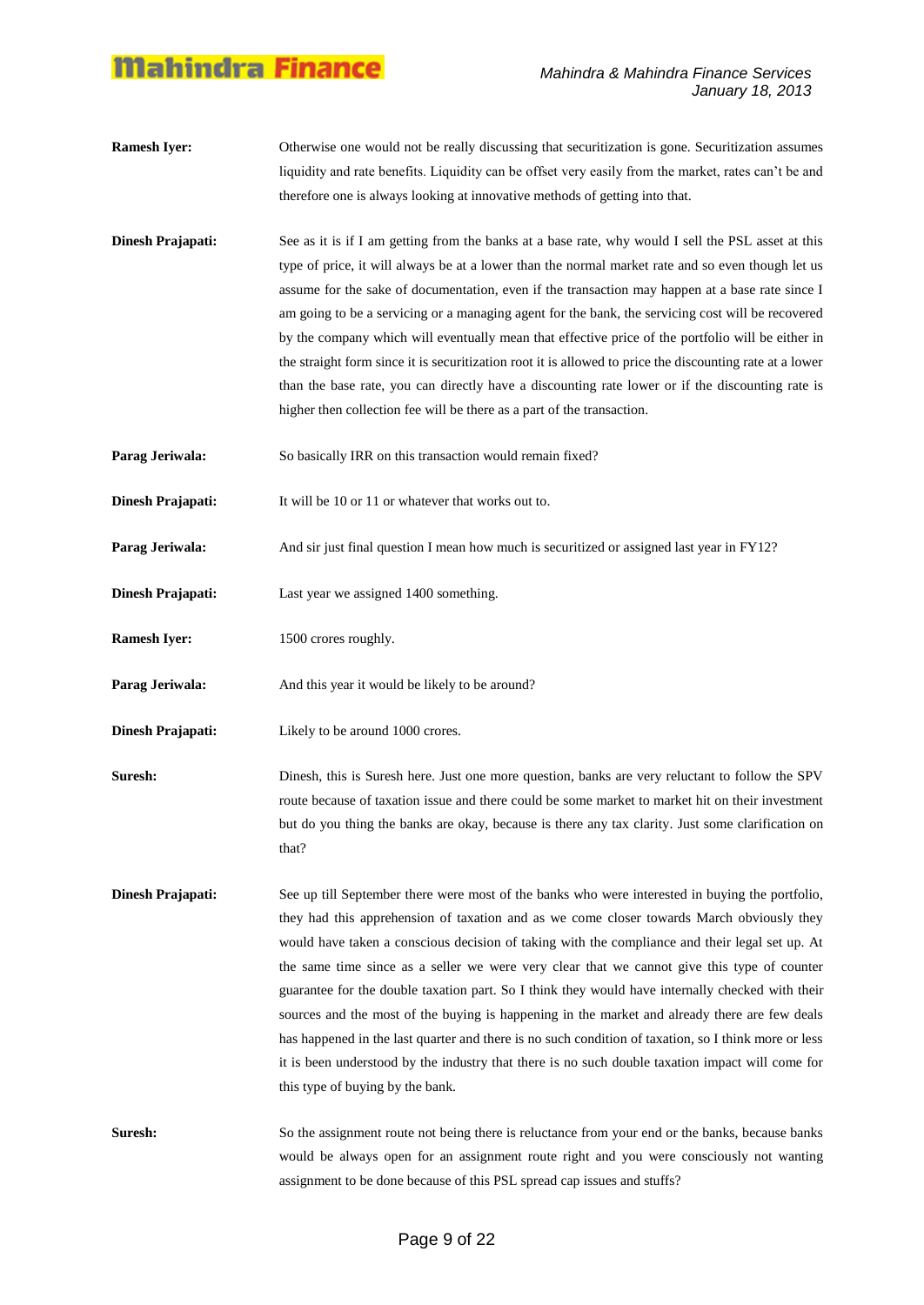**Ramesh Iyer:** Otherwise one would not be really discussing that securitization is gone. Securitization assumes liquidity and rate benefits. Liquidity can be offset very easily from the market, rates can't be and therefore one is always looking at innovative methods of getting into that.

**Dinesh Prajapati:** See as it is if I am getting from the banks at a base rate, why would I sell the PSL asset at this type of price, it will always be at a lower than the normal market rate and so even though let us assume for the sake of documentation, even if the transaction may happen at a base rate since I am going to be a servicing or a managing agent for the bank, the servicing cost will be recovered by the company which will eventually mean that effective price of the portfolio will be either in the straight form since it is securitization root it is allowed to price the discounting rate at a lower than the base rate, you can directly have a discounting rate lower or if the discounting rate is higher then collection fee will be there as a part of the transaction.

**Parag Jeriwala:** So basically IRR on this transaction would remain fixed?

**Dinesh Prajapati:** It will be 10 or 11 or whatever that works out to.

**Parag Jeriwala:** And sir just final question I mean how much is securitized or assigned last year in FY12?

**Dinesh Prajapati:** Last year we assigned 1400 something.

**Ramesh Iyer:** 1500 crores roughly.

**Parag Jeriwala:** And this year it would be likely to be around?

**Dinesh Prajapati:** Likely to be around 1000 crores.

**Suresh:** Dinesh, this is Suresh here. Just one more question, banks are very reluctant to follow the SPV route because of taxation issue and there could be some market to market hit on their investment but do you thing the banks are okay, because is there any tax clarity. Just some clarification on that?

**Dinesh Prajapati:** See up till September there were most of the banks who were interested in buying the portfolio, they had this apprehension of taxation and as we come closer towards March obviously they would have taken a conscious decision of taking with the compliance and their legal set up. At the same time since as a seller we were very clear that we cannot give this type of counter guarantee for the double taxation part. So I think they would have internally checked with their sources and the most of the buying is happening in the market and already there are few deals has happened in the last quarter and there is no such condition of taxation, so I think more or less it is been understood by the industry that there is no such double taxation impact will come for this type of buying by the bank.

**Suresh:** So the assignment route not being there is reluctance from your end or the banks, because banks would be always open for an assignment route right and you were consciously not wanting assignment to be done because of this PSL spread cap issues and stuffs?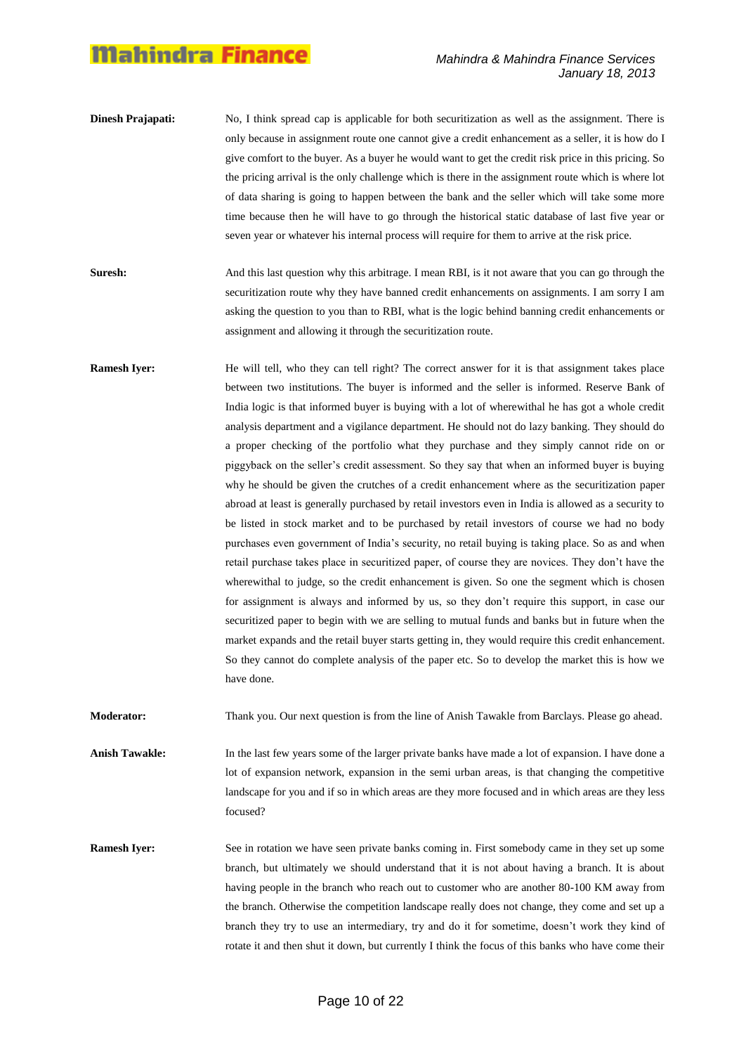**Dinesh Prajapati:** No, I think spread cap is applicable for both securitization as well as the assignment. There is only because in assignment route one cannot give a credit enhancement as a seller, it is how do I give comfort to the buyer. As a buyer he would want to get the credit risk price in this pricing. So the pricing arrival is the only challenge which is there in the assignment route which is where lot of data sharing is going to happen between the bank and the seller which will take some more time because then he will have to go through the historical static database of last five year or seven year or whatever his internal process will require for them to arrive at the risk price.

**Suresh:** And this last question why this arbitrage. I mean RBI, is it not aware that you can go through the securitization route why they have banned credit enhancements on assignments. I am sorry I am asking the question to you than to RBI, what is the logic behind banning credit enhancements or assignment and allowing it through the securitization route.

**Ramesh Iyer:** He will tell, who they can tell right? The correct answer for it is that assignment takes place between two institutions. The buyer is informed and the seller is informed. Reserve Bank of India logic is that informed buyer is buying with a lot of wherewithal he has got a whole credit analysis department and a vigilance department. He should not do lazy banking. They should do a proper checking of the portfolio what they purchase and they simply cannot ride on or piggyback on the seller's credit assessment. So they say that when an informed buyer is buying why he should be given the crutches of a credit enhancement where as the securitization paper abroad at least is generally purchased by retail investors even in India is allowed as a security to be listed in stock market and to be purchased by retail investors of course we had no body purchases even government of India's security, no retail buying is taking place. So as and when retail purchase takes place in securitized paper, of course they are novices. They don't have the wherewithal to judge, so the credit enhancement is given. So one the segment which is chosen for assignment is always and informed by us, so they don't require this support, in case our securitized paper to begin with we are selling to mutual funds and banks but in future when the market expands and the retail buyer starts getting in, they would require this credit enhancement. So they cannot do complete analysis of the paper etc. So to develop the market this is how we have done.

**Moderator:** Thank you. Our next question is from the line of Anish Tawakle from Barclays. Please go ahead.

**Anish Tawakle:** In the last few years some of the larger private banks have made a lot of expansion. I have done a lot of expansion network, expansion in the semi urban areas, is that changing the competitive landscape for you and if so in which areas are they more focused and in which areas are they less focused?

**Ramesh Iyer:** See in rotation we have seen private banks coming in. First somebody came in they set up some branch, but ultimately we should understand that it is not about having a branch. It is about having people in the branch who reach out to customer who are another 80-100 KM away from the branch. Otherwise the competition landscape really does not change, they come and set up a branch they try to use an intermediary, try and do it for sometime, doesn't work they kind of rotate it and then shut it down, but currently I think the focus of this banks who have come their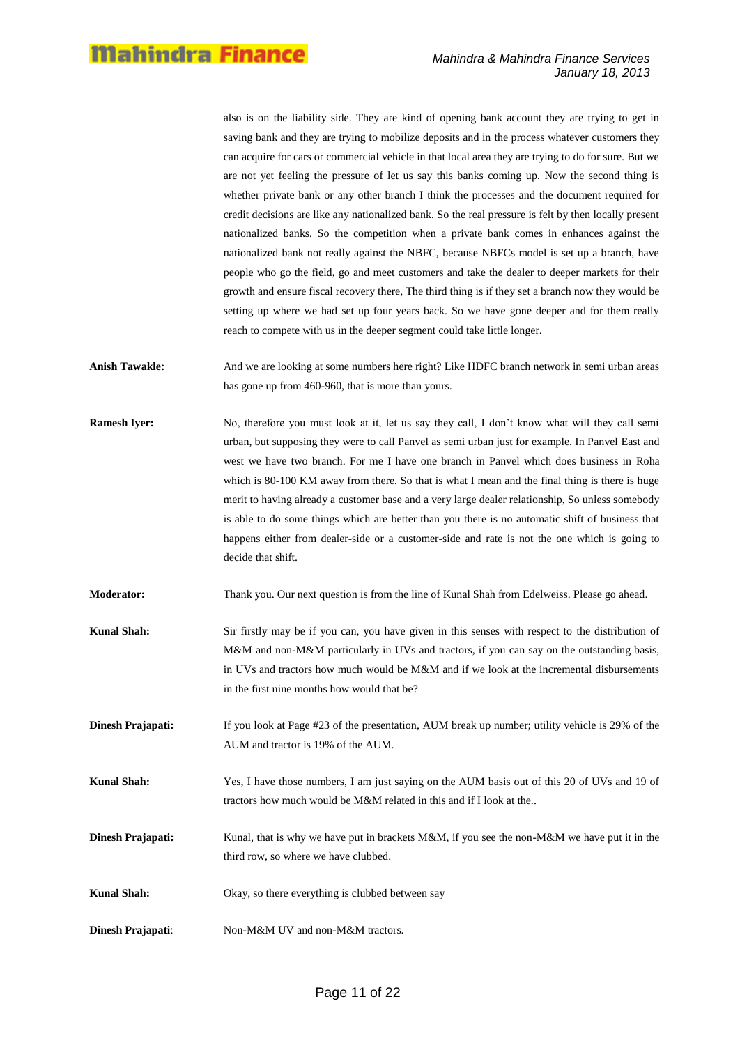also is on the liability side. They are kind of opening bank account they are trying to get in saving bank and they are trying to mobilize deposits and in the process whatever customers they can acquire for cars or commercial vehicle in that local area they are trying to do for sure. But we are not yet feeling the pressure of let us say this banks coming up. Now the second thing is whether private bank or any other branch I think the processes and the document required for credit decisions are like any nationalized bank. So the real pressure is felt by then locally present nationalized banks. So the competition when a private bank comes in enhances against the nationalized bank not really against the NBFC, because NBFCs model is set up a branch, have people who go the field, go and meet customers and take the dealer to deeper markets for their growth and ensure fiscal recovery there, The third thing is if they set a branch now they would be setting up where we had set up four years back. So we have gone deeper and for them really reach to compete with us in the deeper segment could take little longer.

**Anish Tawakle:** And we are looking at some numbers here right? Like HDFC branch network in semi urban areas has gone up from 460-960, that is more than yours.

**Ramesh Iyer:** No, therefore you must look at it, let us say they call, I don't know what will they call semi urban, but supposing they were to call Panvel as semi urban just for example. In Panvel East and west we have two branch. For me I have one branch in Panvel which does business in Roha which is 80-100 KM away from there. So that is what I mean and the final thing is there is huge merit to having already a customer base and a very large dealer relationship, So unless somebody is able to do some things which are better than you there is no automatic shift of business that happens either from dealer-side or a customer-side and rate is not the one which is going to decide that shift.

**Moderator:** Thank you. Our next question is from the line of Kunal Shah from Edelweiss. Please go ahead.

**Kunal Shah:** Sir firstly may be if you can, you have given in this senses with respect to the distribution of M&M and non-M&M particularly in UVs and tractors, if you can say on the outstanding basis, in UVs and tractors how much would be M&M and if we look at the incremental disbursements in the first nine months how would that be?

**Dinesh Prajapati:** If you look at Page #23 of the presentation, AUM break up number; utility vehicle is 29% of the AUM and tractor is 19% of the AUM.

**Kunal Shah:** Yes, I have those numbers, I am just saying on the AUM basis out of this 20 of UVs and 19 of tractors how much would be M&M related in this and if I look at the..

**Dinesh Prajapati:** Kunal, that is why we have put in brackets M&M, if you see the non-M&M we have put it in the third row, so where we have clubbed.

**Kunal Shah:** Okay, so there everything is clubbed between say

**Dinesh Prajapati:** Non-M&M UV and non-M&M tractors.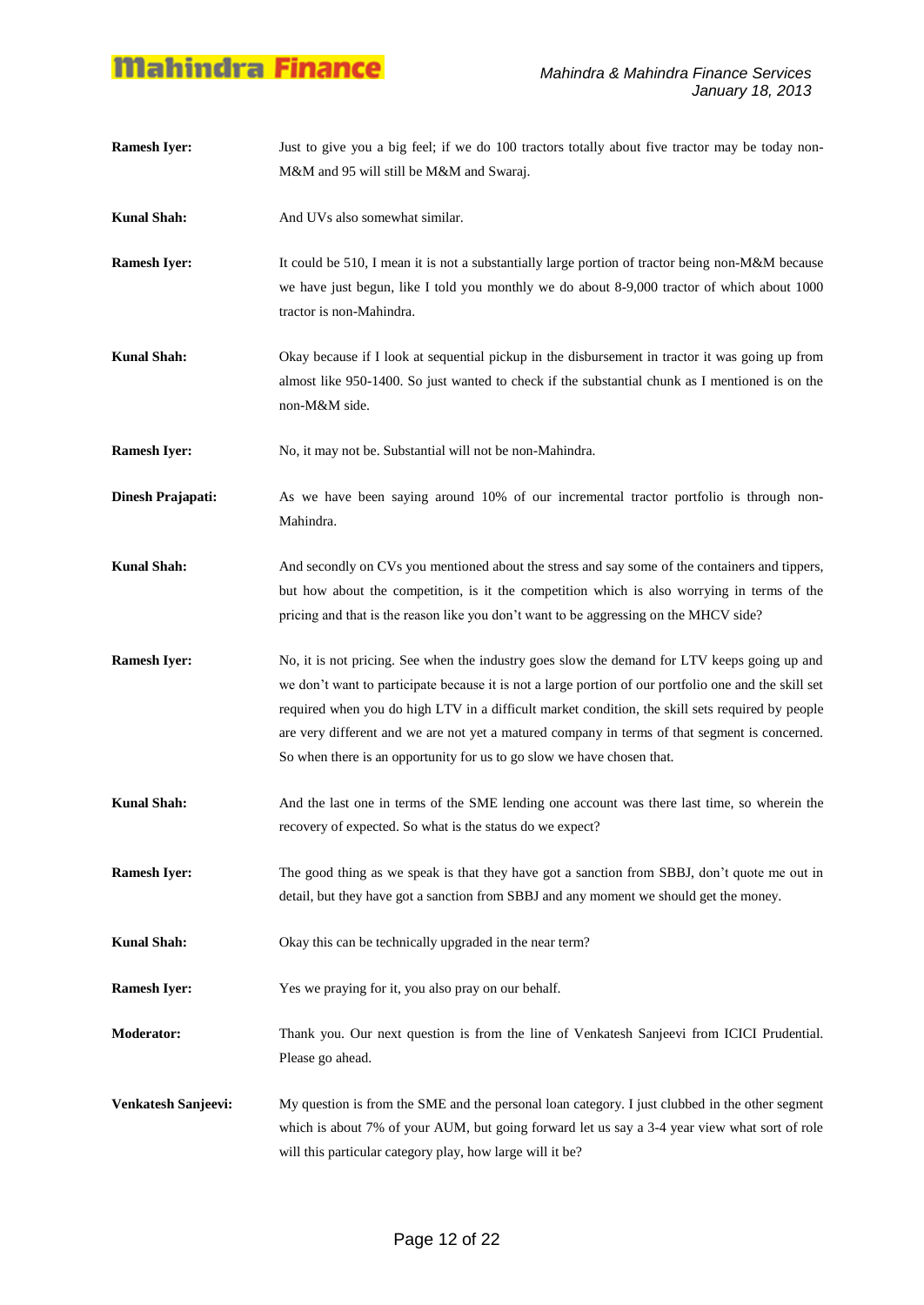**Ramesh Iyer:** Just to give you a big feel; if we do 100 tractors totally about five tractor may be today non-M&M and 95 will still be M&M and Swaraj.

**Kunal Shah:** And UVs also somewhat similar.

**Ramesh Iyer:** It could be 510, I mean it is not a substantially large portion of tractor being non-M&M because we have just begun, like I told you monthly we do about 8-9,000 tractor of which about 1000 tractor is non-Mahindra.

**Kunal Shah:** Okay because if I look at sequential pickup in the disbursement in tractor it was going up from almost like 950-1400. So just wanted to check if the substantial chunk as I mentioned is on the non-M&M side.

**Ramesh Iyer:** No, it may not be. Substantial will not be non-Mahindra.

**Dinesh Prajapati:** As we have been saying around 10% of our incremental tractor portfolio is through non-Mahindra.

**Kunal Shah:** And secondly on CVs you mentioned about the stress and say some of the containers and tippers, but how about the competition, is it the competition which is also worrying in terms of the pricing and that is the reason like you don't want to be aggressing on the MHCV side?

**Ramesh Iyer:** No, it is not pricing. See when the industry goes slow the demand for LTV keeps going up and we don't want to participate because it is not a large portion of our portfolio one and the skill set required when you do high LTV in a difficult market condition, the skill sets required by people are very different and we are not yet a matured company in terms of that segment is concerned. So when there is an opportunity for us to go slow we have chosen that.

**Kunal Shah:** And the last one in terms of the SME lending one account was there last time, so wherein the recovery of expected. So what is the status do we expect?

**Ramesh Iyer:** The good thing as we speak is that they have got a sanction from SBBJ, don't quote me out in detail, but they have got a sanction from SBBJ and any moment we should get the money.

**Kunal Shah:** Okay this can be technically upgraded in the near term?

**Ramesh Iyer:** Yes we praying for it, you also pray on our behalf.

**Moderator:** Thank you. Our next question is from the line of Venkatesh Sanjeevi from ICICI Prudential. Please go ahead.

**Venkatesh Sanjeevi:** My question is from the SME and the personal loan category. I just clubbed in the other segment which is about 7% of your AUM, but going forward let us say a 3-4 year view what sort of role will this particular category play, how large will it be?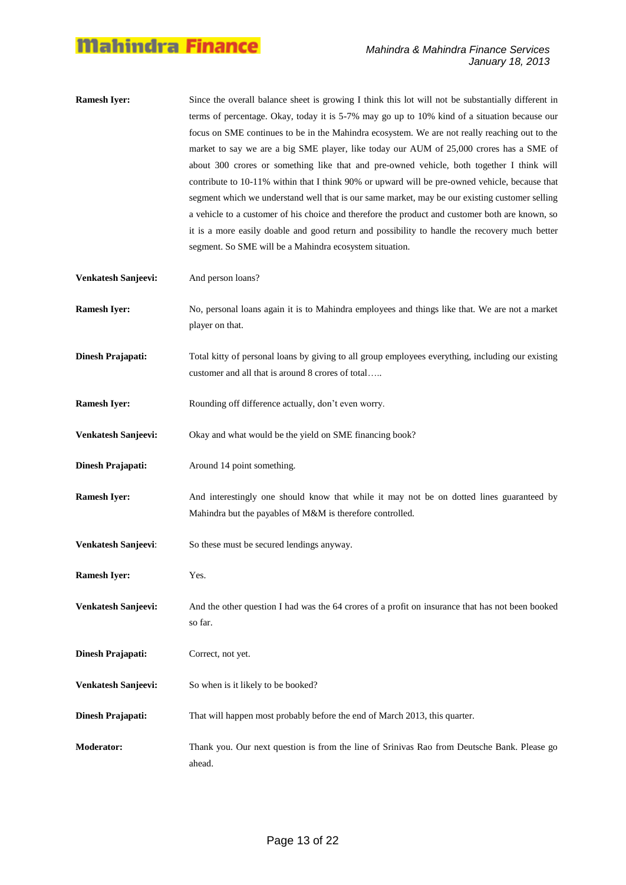**Ramesh Iyer:** Since the overall balance sheet is growing I think this lot will not be substantially different in terms of percentage. Okay, today it is 5-7% may go up to 10% kind of a situation because our focus on SME continues to be in the Mahindra ecosystem. We are not really reaching out to the market to say we are a big SME player, like today our AUM of 25,000 crores has a SME of about 300 crores or something like that and pre-owned vehicle, both together I think will contribute to 10-11% within that I think 90% or upward will be pre-owned vehicle, because that segment which we understand well that is our same market, may be our existing customer selling a vehicle to a customer of his choice and therefore the product and customer both are known, so it is a more easily doable and good return and possibility to handle the recovery much better segment. So SME will be a Mahindra ecosystem situation.

**Venkatesh Sanjeevi:** And person loans?

**Ramesh Iyer:** No, personal loans again it is to Mahindra employees and things like that. We are not a market player on that.

**Dinesh Prajapati:** Total kitty of personal loans by giving to all group employees everything, including our existing customer and all that is around 8 crores of total…..

**Ramesh Iyer:** Rounding off difference actually, don't even worry.

**Venkatesh Sanjeevi:** Okay and what would be the yield on SME financing book?

**Dinesh Prajapati:** Around 14 point something.

**Ramesh Iyer:** And interestingly one should know that while it may not be on dotted lines guaranteed by Mahindra but the payables of M&M is therefore controlled.

**Venkatesh Sanjeevi:** So these must be secured lendings anyway.

**Ramesh Iyer:** Yes.

**Venkatesh Sanjeevi:** And the other question I had was the 64 crores of a profit on insurance that has not been booked so far.

**Dinesh Prajapati:** Correct, not yet.

**Venkatesh Sanjeevi:** So when is it likely to be booked?

**Dinesh Prajapati:** That will happen most probably before the end of March 2013, this quarter.

**Moderator:** Thank you. Our next question is from the line of Srinivas Rao from Deutsche Bank. Please go ahead.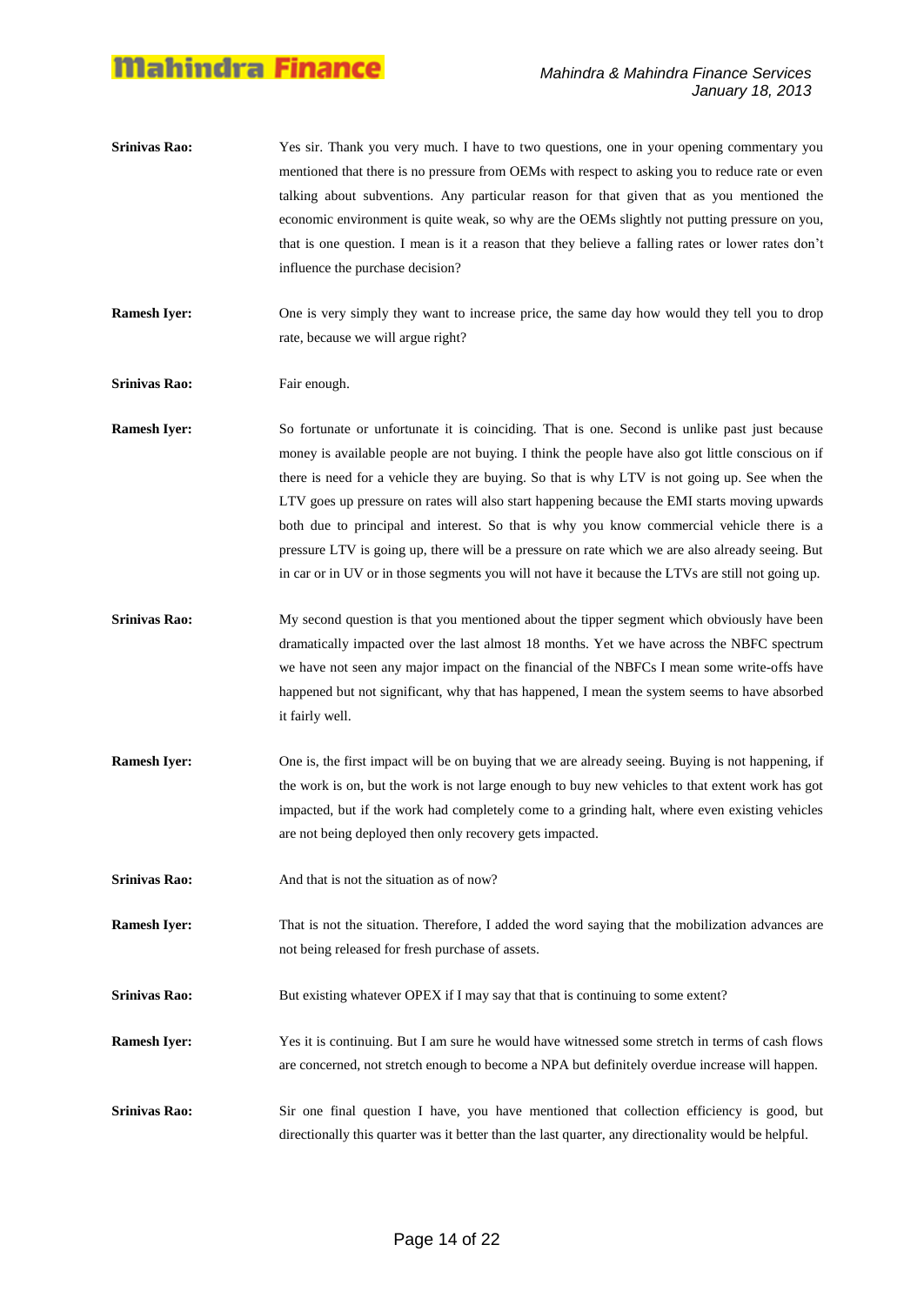**Srinivas Rao:** Yes sir. Thank you very much. I have to two questions, one in your opening commentary you mentioned that there is no pressure from OEMs with respect to asking you to reduce rate or even talking about subventions. Any particular reason for that given that as you mentioned the economic environment is quite weak, so why are the OEMs slightly not putting pressure on you, that is one question. I mean is it a reason that they believe a falling rates or lower rates don't influence the purchase decision?

**Ramesh Iyer:** One is very simply they want to increase price, the same day how would they tell you to drop rate, because we will argue right?

**Srinivas Rao:** Fair enough.

**Ramesh Iyer:** So fortunate or unfortunate it is coinciding. That is one. Second is unlike past just because money is available people are not buying. I think the people have also got little conscious on if there is need for a vehicle they are buying. So that is why LTV is not going up. See when the LTV goes up pressure on rates will also start happening because the EMI starts moving upwards both due to principal and interest. So that is why you know commercial vehicle there is a pressure LTV is going up, there will be a pressure on rate which we are also already seeing. But in car or in UV or in those segments you will not have it because the LTVs are still not going up.

**Srinivas Rao:** My second question is that you mentioned about the tipper segment which obviously have been dramatically impacted over the last almost 18 months. Yet we have across the NBFC spectrum we have not seen any major impact on the financial of the NBFCs I mean some write-offs have happened but not significant, why that has happened, I mean the system seems to have absorbed it fairly well.

**Ramesh Iyer:** One is, the first impact will be on buying that we are already seeing. Buying is not happening, if the work is on, but the work is not large enough to buy new vehicles to that extent work has got impacted, but if the work had completely come to a grinding halt, where even existing vehicles are not being deployed then only recovery gets impacted.

**Srinivas Rao:** And that is not the situation as of now?

**Ramesh Iyer:** That is not the situation. Therefore, I added the word saying that the mobilization advances are not being released for fresh purchase of assets.

**Srinivas Rao:** But existing whatever OPEX if I may say that that is continuing to some extent?

**Ramesh Iyer:** Yes it is continuing. But I am sure he would have witnessed some stretch in terms of cash flows are concerned, not stretch enough to become a NPA but definitely overdue increase will happen.

**Srinivas Rao:** Sir one final question I have, you have mentioned that collection efficiency is good, but directionally this quarter was it better than the last quarter, any directionality would be helpful.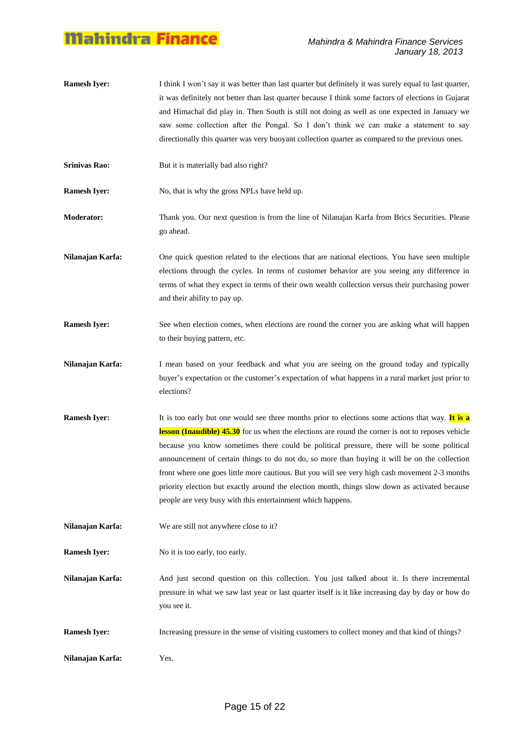**Ramesh Iyer:** I think I won't say it was better than last quarter but definitely it was surely equal to last quarter, it was definitely not better than last quarter because I think some factors of elections in Gujarat and Himachal did play in. Then South is still not doing as well as one expected in January we saw some collection after the Pongal. So I don't think we can make a statement to say directionally this quarter was very buoyant collection quarter as compared to the previous ones.

**Srinivas Rao:** But it is materially bad also right?

**Ramesh Iyer:** No, that is why the gross NPLs have held up.

**Moderator:** Thank you. Our next question is from the line of Nilanajan Karfa from Brics Securities. Please go ahead.

**Nilanajan Karfa:** One quick question related to the elections that are national elections. You have seen multiple elections through the cycles. In terms of customer behavior are you seeing any difference in terms of what they expect in terms of their own wealth collection versus their purchasing power and their ability to pay up.

**Ramesh Iyer:** See when election comes, when elections are round the corner you are asking what will happen to their buying pattern, etc.

**Nilanajan Karfa:** I mean based on your feedback and what you are seeing on the ground today and typically buyer's expectation or the customer's expectation of what happens in a rural market just prior to elections?

**Ramesh Iyer:** It is too early but one would see three months prior to elections some actions that way. **It is a lesson (Inaudible) 45.30** for us when the elections are round the corner is not to reposes vehicle because you know sometimes there could be political pressure, there will be some political announcement of certain things to do not do, so more than buying it will be on the collection front where one goes little more cautious. But you will see very high cash movement 2-3 months priority election but exactly around the election month, things slow down as activated because people are very busy with this entertainment which happens.

**Nilanajan Karfa:** We are still not anywhere close to it?

**Ramesh Iyer:** No it is too early, too early.

**Nilanajan Karfa:** And just second question on this collection. You just talked about it. Is there incremental pressure in what we saw last year or last quarter itself is it like increasing day by day or how do you see it.

**Ramesh Iyer:** Increasing pressure in the sense of visiting customers to collect money and that kind of things?

**Nilanajan Karfa:** Yes.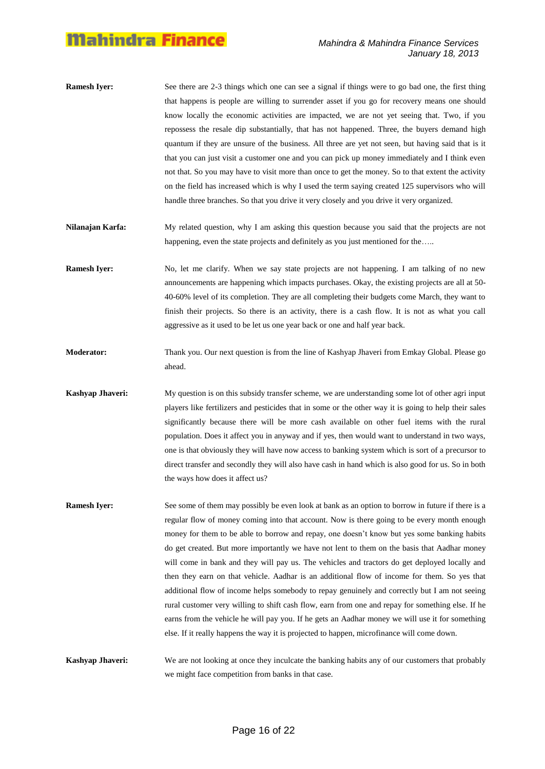**Ramesh Iyer:** See there are 2-3 things which one can see a signal if things were to go bad one, the first thing that happens is people are willing to surrender asset if you go for recovery means one should know locally the economic activities are impacted, we are not yet seeing that. Two, if you repossess the resale dip substantially, that has not happened. Three, the buyers demand high quantum if they are unsure of the business. All three are yet not seen, but having said that is it that you can just visit a customer one and you can pick up money immediately and I think even not that. So you may have to visit more than once to get the money. So to that extent the activity on the field has increased which is why I used the term saying created 125 supervisors who will handle three branches. So that you drive it very closely and you drive it very organized.

**Nilanajan Karfa:** My related question, why I am asking this question because you said that the projects are not happening, even the state projects and definitely as you just mentioned for the…..

**Ramesh Iyer:** No, let me clarify. When we say state projects are not happening. I am talking of no new announcements are happening which impacts purchases. Okay, the existing projects are all at 50-40-60% level of its completion. They are all completing their budgets come March, they want to finish their projects. So there is an activity, there is a cash flow. It is not as what you call aggressive as it used to be let us one year back or one and half year back.

**Moderator:** Thank you. Our next question is from the line of Kashyap Jhaveri from Emkay Global. Please go ahead.

**Kashyap Jhaveri:** My question is on this subsidy transfer scheme, we are understanding some lot of other agri input players like fertilizers and pesticides that in some or the other way it is going to help their sales significantly because there will be more cash available on other fuel items with the rural population. Does it affect you in anyway and if yes, then would want to understand in two ways, one is that obviously they will have now access to banking system which is sort of a precursor to direct transfer and secondly they will also have cash in hand which is also good for us. So in both the ways how does it affect us?

**Ramesh Iyer:** See some of them may possibly be even look at bank as an option to borrow in future if there is a regular flow of money coming into that account. Now is there going to be every month enough money for them to be able to borrow and repay, one doesn't know but yes some banking habits do get created. But more importantly we have not lent to them on the basis that Aadhar money will come in bank and they will pay us. The vehicles and tractors do get deployed locally and then they earn on that vehicle. Aadhar is an additional flow of income for them. So yes that additional flow of income helps somebody to repay genuinely and correctly but I am not seeing rural customer very willing to shift cash flow, earn from one and repay for something else. If he earns from the vehicle he will pay you. If he gets an Aadhar money we will use it for something else. If it really happens the way it is projected to happen, microfinance will come down.

**Kashyap Jhaveri:** We are not looking at once they inculcate the banking habits any of our customers that probably we might face competition from banks in that case.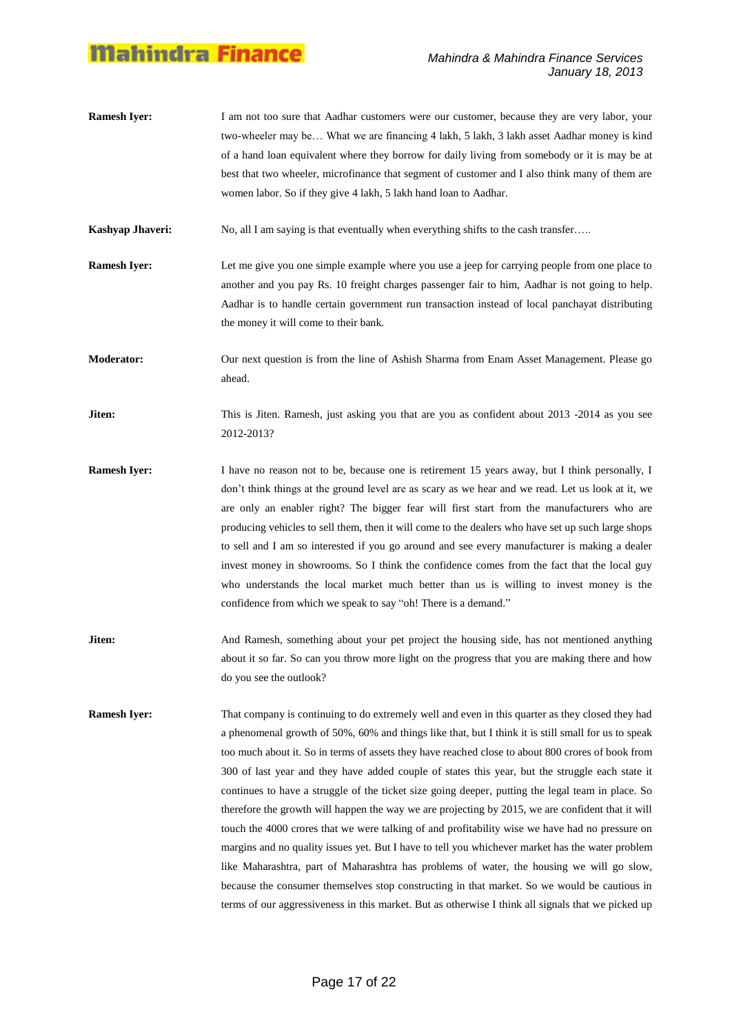**Ramesh Iyer:** I am not too sure that Aadhar customers were our customer, because they are very labor, your two-wheeler may be… What we are financing 4 lakh, 5 lakh, 3 lakh asset Aadhar money is kind of a hand loan equivalent where they borrow for daily living from somebody or it is may be at best that two wheeler, microfinance that segment of customer and I also think many of them are women labor. So if they give 4 lakh, 5 lakh hand loan to Aadhar.

**Kashyap Jhaveri:** No, all I am saying is that eventually when everything shifts to the cash transfer…..

**Ramesh Iyer:** Let me give you one simple example where you use a jeep for carrying people from one place to another and you pay Rs. 10 freight charges passenger fair to him, Aadhar is not going to help. Aadhar is to handle certain government run transaction instead of local panchayat distributing the money it will come to their bank.

**Moderator:** Our next question is from the line of Ashish Sharma from Enam Asset Management. Please go ahead.

**Jiten:** This is Jiten. Ramesh, just asking you that are you as confident about 2013 -2014 as you see 2012-2013?

**Ramesh Iyer:** I have no reason not to be, because one is retirement 15 years away, but I think personally, I don't think things at the ground level are as scary as we hear and we read. Let us look at it, we are only an enabler right? The bigger fear will first start from the manufacturers who are producing vehicles to sell them, then it will come to the dealers who have set up such large shops to sell and I am so interested if you go around and see every manufacturer is making a dealer invest money in showrooms. So I think the confidence comes from the fact that the local guy who understands the local market much better than us is willing to invest money is the confidence from which we speak to say "oh! There is a demand."

**Jiten:** And Ramesh, something about your pet project the housing side, has not mentioned anything about it so far. So can you throw more light on the progress that you are making there and how do you see the outlook?

**Ramesh Iyer:** That company is continuing to do extremely well and even in this quarter as they closed they had a phenomenal growth of 50%, 60% and things like that, but I think it is still small for us to speak too much about it. So in terms of assets they have reached close to about 800 crores of book from 300 of last year and they have added couple of states this year, but the struggle each state it continues to have a struggle of the ticket size going deeper, putting the legal team in place. So therefore the growth will happen the way we are projecting by 2015, we are confident that it will touch the 4000 crores that we were talking of and profitability wise we have had no pressure on margins and no quality issues yet. But I have to tell you whichever market has the water problem like Maharashtra, part of Maharashtra has problems of water, the housing we will go slow, because the consumer themselves stop constructing in that market. So we would be cautious in terms of our aggressiveness in this market. But as otherwise I think all signals that we picked up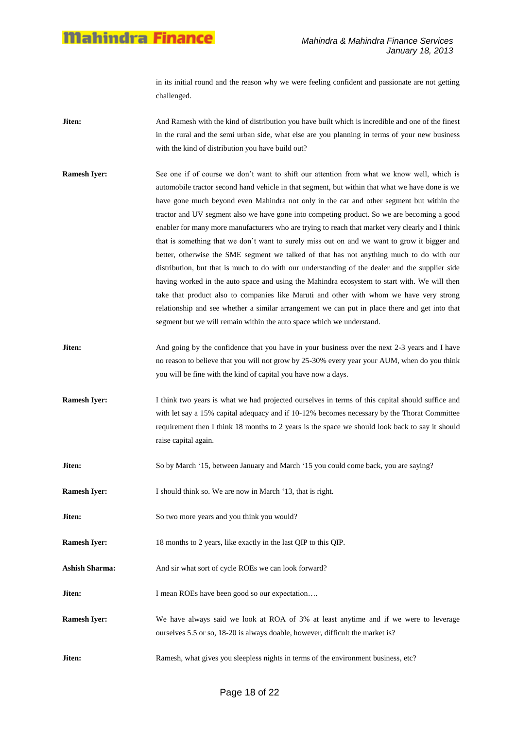in its initial round and the reason why we were feeling confident and passionate are not getting challenged.

**Jiten:** And Ramesh with the kind of distribution you have built which is incredible and one of the finest in the rural and the semi urban side, what else are you planning in terms of your new business with the kind of distribution you have build out?

**Ramesh Iyer:** See one if of course we don't want to shift our attention from what we know well, which is automobile tractor second hand vehicle in that segment, but within that what we have done is we have gone much beyond even Mahindra not only in the car and other segment but within the tractor and UV segment also we have gone into competing product. So we are becoming a good enabler for many more manufacturers who are trying to reach that market very clearly and I think that is something that we don't want to surely miss out on and we want to grow it bigger and better, otherwise the SME segment we talked of that has not anything much to do with our distribution, but that is much to do with our understanding of the dealer and the supplier side having worked in the auto space and using the Mahindra ecosystem to start with. We will then take that product also to companies like Maruti and other with whom we have very strong relationship and see whether a similar arrangement we can put in place there and get into that segment but we will remain within the auto space which we understand.

**Jiten:** And going by the confidence that you have in your business over the next 2-3 years and I have no reason to believe that you will not grow by 25-30% every year your AUM, when do you think you will be fine with the kind of capital you have now a days.

**Ramesh Iyer:** I think two years is what we had projected ourselves in terms of this capital should suffice and with let say a 15% capital adequacy and if 10-12% becomes necessary by the Thorat Committee requirement then I think 18 months to 2 years is the space we should look back to say it should raise capital again.

**Jiten:** So by March '15, between January and March '15 you could come back, you are saying?

**Ramesh Iyer:** I should think so. We are now in March '13, that is right.

**Jiten:** So two more years and you think you would?

**Ramesh Iyer:** 18 months to 2 years, like exactly in the last QIP to this QIP.

**Ashish Sharma:** And sir what sort of cycle ROEs we can look forward?

**Jiten:** I mean ROEs have been good so our expectation….

**Ramesh Iyer:** We have always said we look at ROA of 3% at least anytime and if we were to leverage ourselves 5.5 or so, 18-20 is always doable, however, difficult the market is?

**Jiten:** Ramesh, what gives you sleepless nights in terms of the environment business, etc?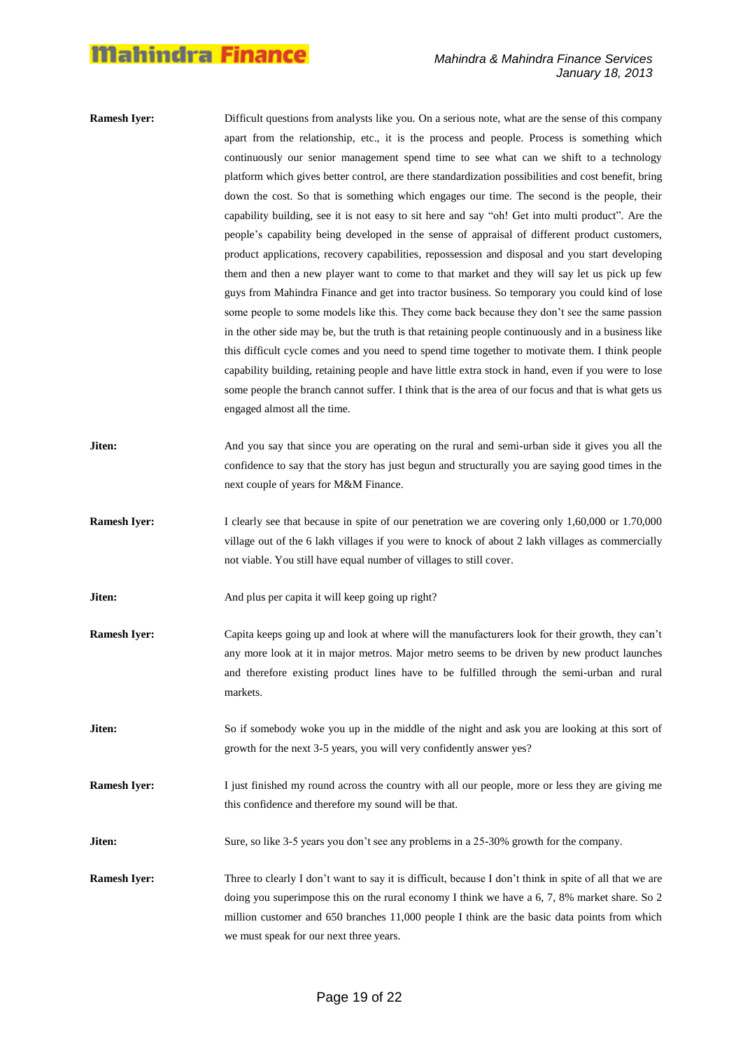**Ramesh Iyer:** Difficult questions from analysts like you. On a serious note, what are the sense of this company apart from the relationship, etc., it is the process and people. Process is something which continuously our senior management spend time to see what can we shift to a technology platform which gives better control, are there standardization possibilities and cost benefit, bring down the cost. So that is something which engages our time. The second is the people, their capability building, see it is not easy to sit here and say "oh! Get into multi product". Are the people's capability being developed in the sense of appraisal of different product customers, product applications, recovery capabilities, repossession and disposal and you start developing them and then a new player want to come to that market and they will say let us pick up few guys from Mahindra Finance and get into tractor business. So temporary you could kind of lose some people to some models like this. They come back because they don't see the same passion in the other side may be, but the truth is that retaining people continuously and in a business like this difficult cycle comes and you need to spend time together to motivate them. I think people capability building, retaining people and have little extra stock in hand, even if you were to lose some people the branch cannot suffer. I think that is the area of our focus and that is what gets us engaged almost all the time.

**Jiten:** And you say that since you are operating on the rural and semi-urban side it gives you all the confidence to say that the story has just begun and structurally you are saying good times in the next couple of years for M&M Finance.

**Ramesh Iyer:** I clearly see that because in spite of our penetration we are covering only 1,60,000 or 1.70,000 village out of the 6 lakh villages if you were to knock of about 2 lakh villages as commercially not viable. You still have equal number of villages to still cover.

**Jiten:** And plus per capita it will keep going up right?

**Ramesh Iyer:** Capita keeps going up and look at where will the manufacturers look for their growth, they can't any more look at it in major metros. Major metro seems to be driven by new product launches and therefore existing product lines have to be fulfilled through the semi-urban and rural markets.

**Jiten:** So if somebody woke you up in the middle of the night and ask you are looking at this sort of growth for the next 3-5 years, you will very confidently answer yes?

**Ramesh Iyer:** I just finished my round across the country with all our people, more or less they are giving me this confidence and therefore my sound will be that.

**Jiten:** Sure, so like 3-5 years you don't see any problems in a 25-30% growth for the company.

**Ramesh Iyer:** Three to clearly I don't want to say it is difficult, because I don't think in spite of all that we are doing you superimpose this on the rural economy I think we have a 6, 7, 8% market share. So 2 million customer and 650 branches 11,000 people I think are the basic data points from which we must speak for our next three years.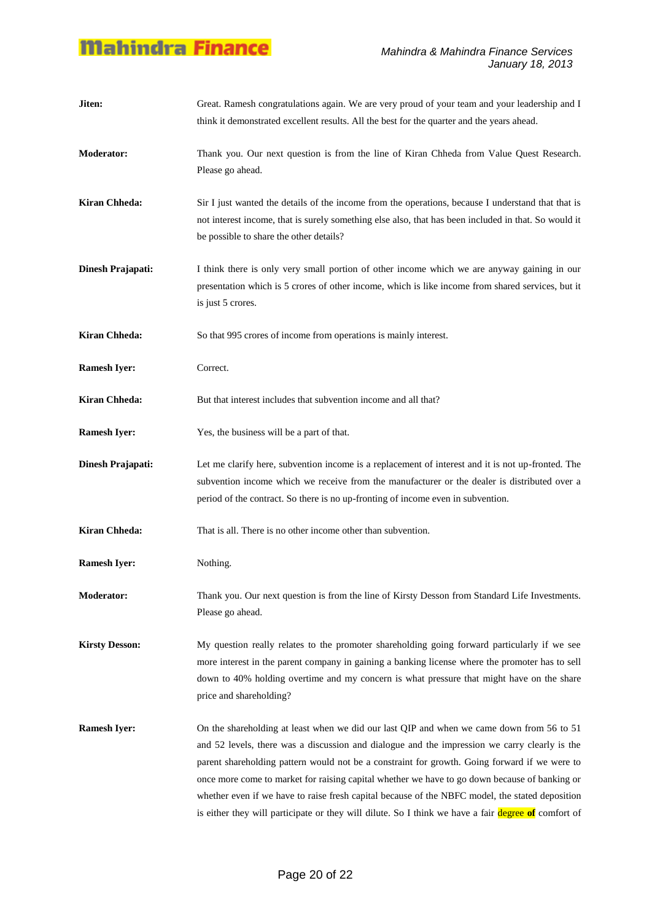**Jiten:** Great. Ramesh congratulations again. We are very proud of your team and your leadership and I think it demonstrated excellent results. All the best for the quarter and the years ahead.

**Moderator:** Thank you. Our next question is from the line of Kiran Chheda from Value Quest Research. Please go ahead.

**Kiran Chheda:** Sir I just wanted the details of the income from the operations, because I understand that that is not interest income, that is surely something else also, that has been included in that. So would it be possible to share the other details?

**Dinesh Prajapati:** I think there is only very small portion of other income which we are anyway gaining in our presentation which is 5 crores of other income, which is like income from shared services, but it is just 5 crores.

**Kiran Chheda:** So that 995 crores of income from operations is mainly interest.

**Ramesh Iyer:** Correct.

**Kiran Chheda:** But that interest includes that subvention income and all that?

**Ramesh Iyer:** Yes, the business will be a part of that.

**Dinesh Prajapati:** Let me clarify here, subvention income is a replacement of interest and it is not up-fronted. The subvention income which we receive from the manufacturer or the dealer is distributed over a period of the contract. So there is no up-fronting of income even in subvention.

**Kiran Chheda:** That is all. There is no other income other than subvention.

**Ramesh Iyer:** Nothing.

**Moderator:** Thank you. Our next question is from the line of Kirsty Desson from Standard Life Investments. Please go ahead.

**Kirsty Desson:** My question really relates to the promoter shareholding going forward particularly if we see more interest in the parent company in gaining a banking license where the promoter has to sell down to 40% holding overtime and my concern is what pressure that might have on the share price and shareholding?

**Ramesh Iyer:** On the shareholding at least when we did our last QIP and when we came down from 56 to 51 and 52 levels, there was a discussion and dialogue and the impression we carry clearly is the parent shareholding pattern would not be a constraint for growth. Going forward if we were to once more come to market for raising capital whether we have to go down because of banking or whether even if we have to raise fresh capital because of the NBFC model, the stated deposition is either they will participate or they will dilute. So I think we have a fair degree **of** comfort of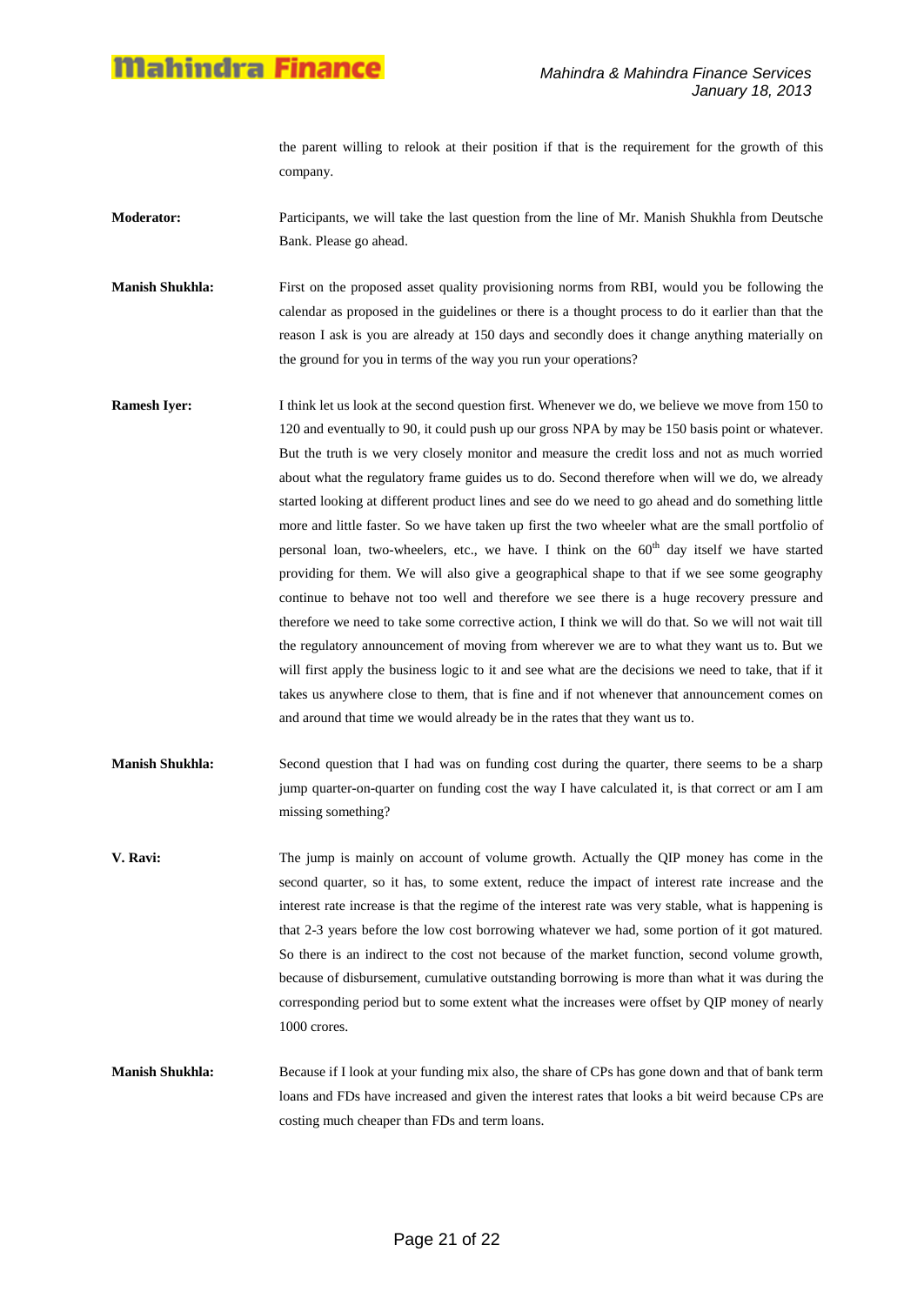the parent willing to relook at their position if that is the requirement for the growth of this company.

**Moderator:** Participants, we will take the last question from the line of Mr. Manish Shukhla from Deutsche Bank. Please go ahead.

**Manish Shukhla:** First on the proposed asset quality provisioning norms from RBI, would you be following the calendar as proposed in the guidelines or there is a thought process to do it earlier than that the reason I ask is you are already at 150 days and secondly does it change anything materially on the ground for you in terms of the way you run your operations?

**Ramesh Iyer:** I think let us look at the second question first. Whenever we do, we believe we move from 150 to 120 and eventually to 90, it could push up our gross NPA by may be 150 basis point or whatever. But the truth is we very closely monitor and measure the credit loss and not as much worried about what the regulatory frame guides us to do. Second therefore when will we do, we already started looking at different product lines and see do we need to go ahead and do something little more and little faster. So we have taken up first the two wheeler what are the small portfolio of personal loan, two-wheelers, etc., we have. I think on the 60th day itself we have started providing for them. We will also give a geographical shape to that if we see some geography continue to behave not too well and therefore we see there is a huge recovery pressure and therefore we need to take some corrective action, I think we will do that. So we will not wait till the regulatory announcement of moving from wherever we are to what they want us to. But we will first apply the business logic to it and see what are the decisions we need to take, that if it takes us anywhere close to them, that is fine and if not whenever that announcement comes on and around that time we would already be in the rates that they want us to.

**Manish Shukhla:** Second question that I had was on funding cost during the quarter, there seems to be a sharp jump quarter-on-quarter on funding cost the way I have calculated it, is that correct or am I am missing something?

**V. Ravi:** The jump is mainly on account of volume growth. Actually the QIP money has come in the second quarter, so it has, to some extent, reduce the impact of interest rate increase and the interest rate increase is that the regime of the interest rate was very stable, what is happening is that 2-3 years before the low cost borrowing whatever we had, some portion of it got matured. So there is an indirect to the cost not because of the market function, second volume growth, because of disbursement, cumulative outstanding borrowing is more than what it was during the corresponding period but to some extent what the increases were offset by QIP money of nearly 1000 crores.

**Manish Shukhla:** Because if I look at your funding mix also, the share of CPs has gone down and that of bank term loans and FDs have increased and given the interest rates that looks a bit weird because CPs are costing much cheaper than FDs and term loans.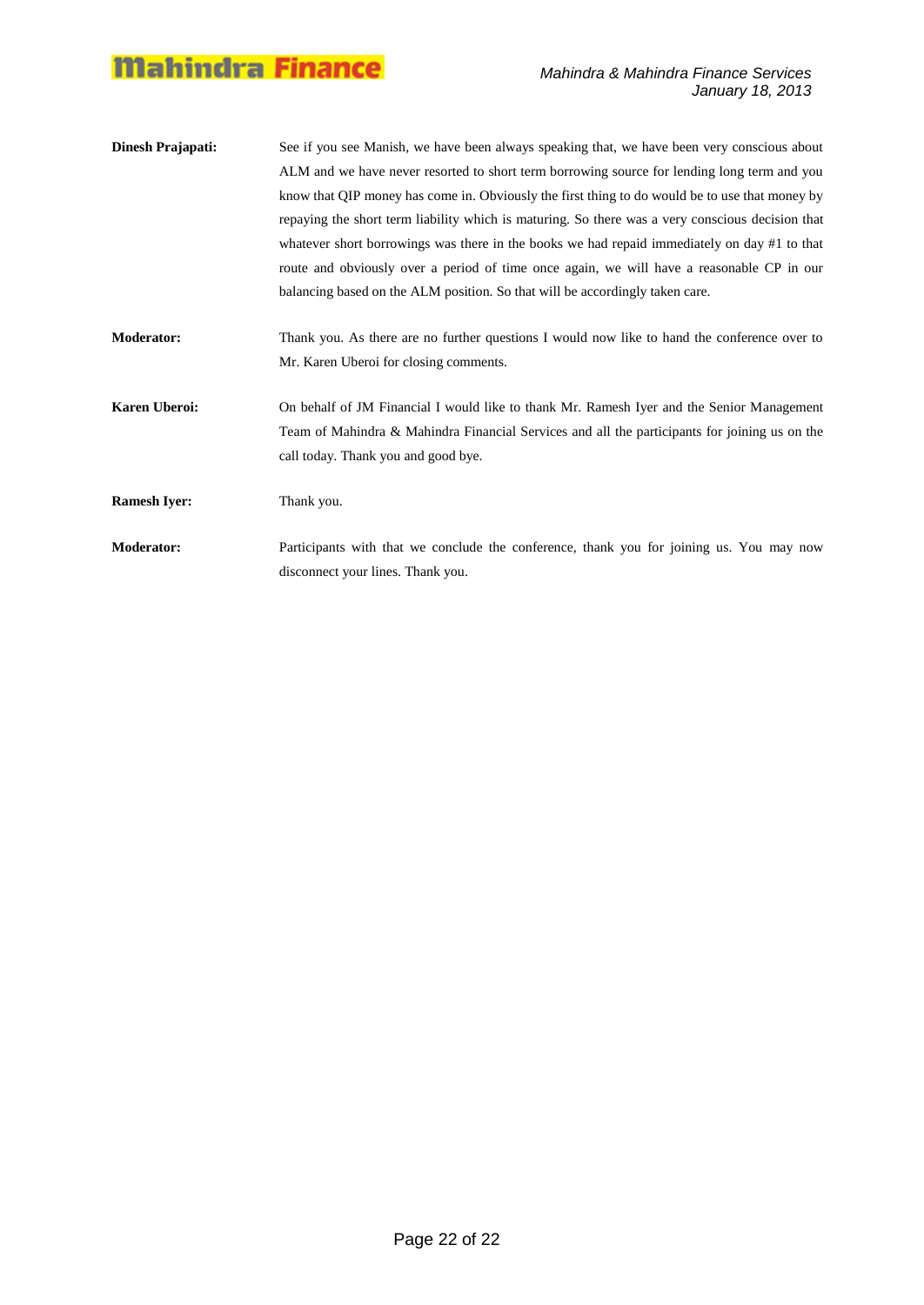**Dinesh Prajapati:** See if you see Manish, we have been always speaking that, we have been very conscious about ALM and we have never resorted to short term borrowing source for lending long term and you know that QIP money has come in. Obviously the first thing to do would be to use that money by repaying the short term liability which is maturing. So there was a very conscious decision that whatever short borrowings was there in the books we had repaid immediately on day #1 to that route and obviously over a period of time once again, we will have a reasonable CP in our balancing based on the ALM position. So that will be accordingly taken care.

**Moderator:** Thank you. As there are no further questions I would now like to hand the conference over to Mr. Karen Uberoi for closing comments.

**Karen Uberoi:** On behalf of JM Financial I would like to thank Mr. Ramesh Iyer and the Senior Management Team of Mahindra & Mahindra Financial Services and all the participants for joining us on the call today. Thank you and good bye.

**Ramesh Iyer:** Thank you.

**Moderator:** Participants with that we conclude the conference, thank you for joining us. You may now disconnect your lines. Thank you.